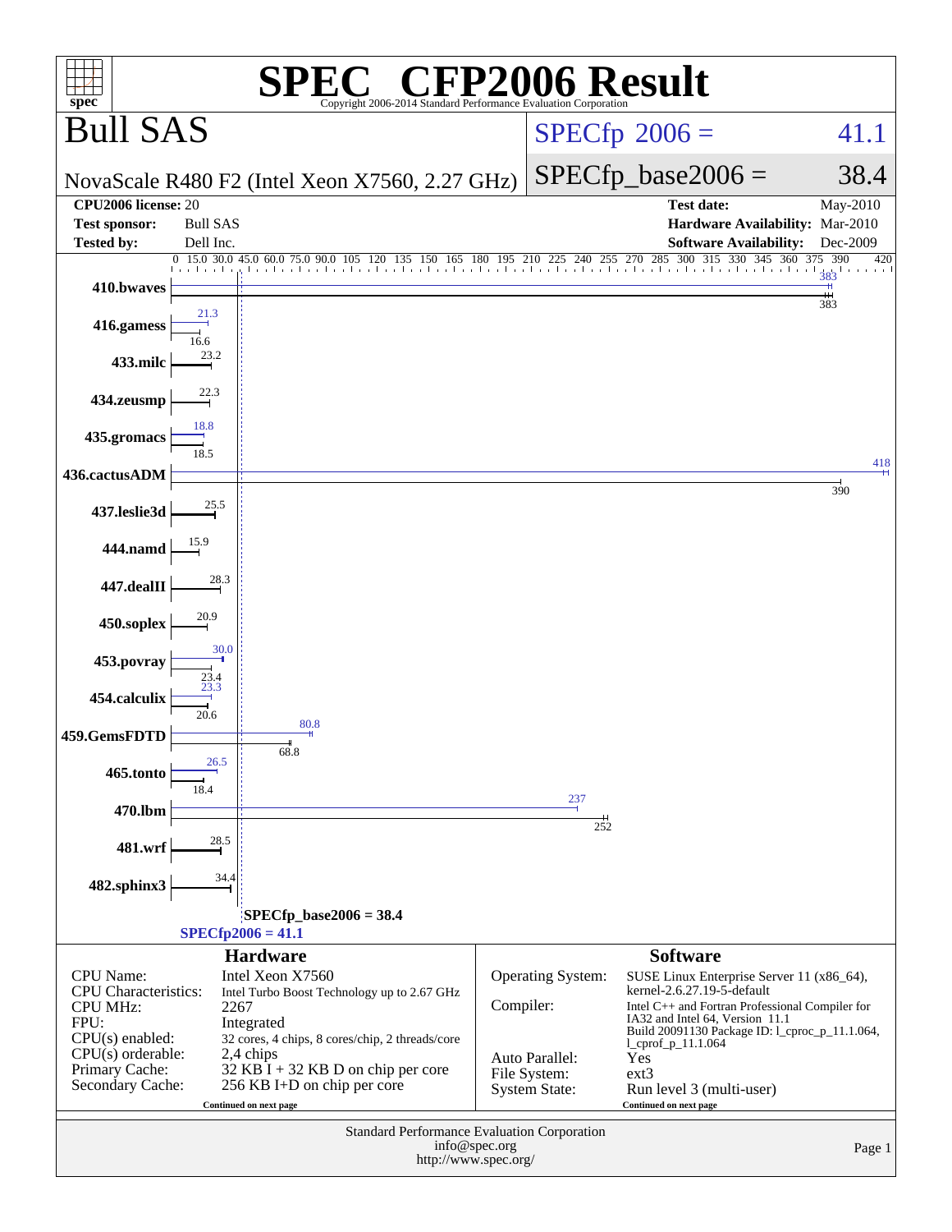# SPEC® CFP2006 Result

Copyright 2006-2014 Standard Performance Evaluation Corporation

## Bull SAS

NovaScale R480 F2 (Intel Xeon X7560, 2.27 GHz)

SPECfp 2006 = 41.1

SPECfp_base2006 = 38.4

| | | | |
|---|---|---|---|
| **CPU2006 license:** | 20 | **Test date:** | May-2010 |
| **Test sponsor:** | Bull SAS | **Hardware Availability:** | Mar-2010 |
| **Tested by:** | Dell Inc. | **Software Availability:** | Dec-2009 |

| Benchmark | Peak | Base |
|---|---|---|
| 410.bwaves | 383 | 383 |
| 416.gamess | 21.3 | 16.6 |
| 433.milc | | 23.2 |
| 434.zeusmp | | 22.3 |
| 435.gromacs | 18.8 | 18.5 |
| 436.cactusADM | 418 | 390 |
| 437.leslie3d | | 25.5 |
| 444.namd | | 15.9 |
| 447.dealII | | 28.3 |
| 450.soplex | | 20.9 |
| 453.povray | 30.0 | 23.4 |
| 454.calculix | 23.3 | 20.6 |
| 459.GemsFDTD | 80.8 | 68.8 |
| 465.tonto | 26.5 | 18.4 |
| 470.lbm | 237 | 252 |
| 481.wrf | | 28.5 |
| 482.sphinx3 | | 34.4 |

SPECfp_base2006 = 38.4

SPECfp2006 = 41.1

## Hardware

| | |
|---|---|
| CPU Name: | Intel Xeon X7560 |
| CPU Characteristics: | Intel Turbo Boost Technology up to 2.67 GHz |
| CPU MHz: | 2267 |
| FPU: | Integrated |
| CPU(s) enabled: | 32 cores, 4 chips, 8 cores/chip, 2 threads/core |
| CPU(s) orderable: | 2,4 chips |
| Primary Cache: | 32 KB I + 32 KB D on chip per core |
| Secondary Cache: | 256 KB I+D on chip per core |

Continued on next page

## Software

| | |
|---|---|
| Operating System: | SUSE Linux Enterprise Server 11 (x86_64), kernel-2.6.27.19-5-default |
| Compiler: | Intel C++ and Fortran Professional Compiler for IA32 and Intel 64, Version 11.1 Build 20091130 Package ID: l_cproc_p_11.1.064, l_cprof_p_11.1.064 |
| Auto Parallel: | Yes |
| File System: | ext3 |
| System State: | Run level 3 (multi-user) |

Continued on next page

Standard Performance Evaluation Corporation
info@spec.org
http://www.spec.org/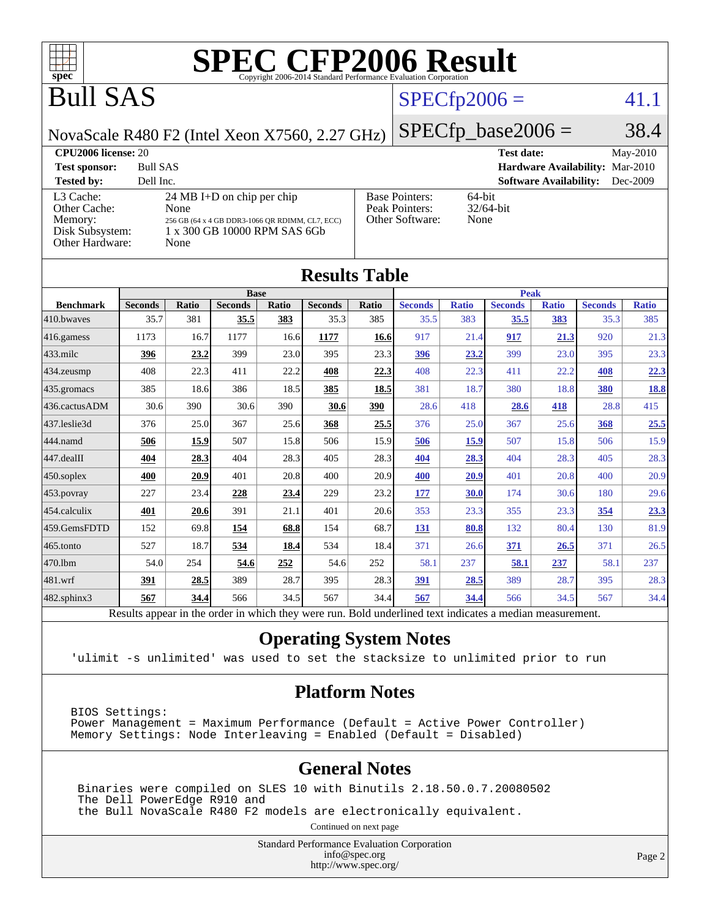# SPEC CFP2006 Result

Copyright 2006-2014 Standard Performance Evaluation Corporation

# Bull SAS

NovaScale R480 F2 (Intel Xeon X7560, 2.27 GHz)

SPECfp2006 = 41.1

SPECfp_base2006 = 38.4

**CPU2006 license:** 20
**Test sponsor:** Bull SAS
**Tested by:** Dell Inc.

**Test date:** May-2010
**Hardware Availability:** Mar-2010
**Software Availability:** Dec-2009

| | |
|---|---|
| L3 Cache: | 24 MB I+D on chip per chip |
| Other Cache: | None |
| Memory: | 256 GB (64 x 4 GB DDR3-1066 QR RDIMM, CL7, ECC) |
| Disk Subsystem: | 1 x 300 GB 10000 RPM SAS 6Gb |
| Other Hardware: | None |

| | |
|---|---|
| Base Pointers: | 64-bit |
| Peak Pointers: | 32/64-bit |
| Other Software: | None |

## Results Table

| | Base | | | | | | Peak | | | | | |
|---|---|---|---|---|---|---|---|---|---|---|---|---|
| **Benchmark** | **Seconds** | **Ratio** | **Seconds** | **Ratio** | **Seconds** | **Ratio** | **Seconds** | **Ratio** | **Seconds** | **Ratio** | **Seconds** | **Ratio** |
| 410.bwaves | 35.7 | 381 | **35.5** | **383** | 35.3 | 385 | 35.5 | 383 | **35.5** | **383** | 35.3 | 385 |
| 416.gamess | 1173 | 16.7 | 1177 | 16.6 | **1177** | **16.6** | 917 | 21.4 | **917** | **21.3** | 920 | 21.3 |
| 433.milc | **396** | **23.2** | 399 | 23.0 | 395 | 23.3 | **396** | **23.2** | 399 | 23.0 | 395 | 23.3 |
| 434.zeusmp | 408 | 22.3 | 411 | 22.2 | **408** | **22.3** | 408 | 22.3 | 411 | 22.2 | **408** | **22.3** |
| 435.gromacs | 385 | 18.6 | 386 | 18.5 | **385** | **18.5** | 381 | 18.7 | 380 | 18.8 | **380** | **18.8** |
| 436.cactusADM | 30.6 | 390 | 30.6 | 390 | **30.6** | **390** | 28.6 | 418 | **28.6** | **418** | 28.8 | 415 |
| 437.leslie3d | 376 | 25.0 | 367 | 25.6 | **368** | **25.5** | 376 | 25.0 | 367 | 25.6 | **368** | **25.5** |
| 444.namd | **506** | **15.9** | 507 | 15.8 | 506 | 15.9 | **506** | **15.9** | 507 | 15.8 | 506 | 15.9 |
| 447.dealII | **404** | **28.3** | 404 | 28.3 | 405 | 28.3 | **404** | **28.3** | 404 | 28.3 | 405 | 28.3 |
| 450.soplex | **400** | **20.9** | 401 | 20.8 | 400 | 20.9 | **400** | **20.9** | 401 | 20.8 | 400 | 20.9 |
| 453.povray | 227 | 23.4 | **228** | **23.4** | 229 | 23.2 | **177** | **30.0** | 174 | 30.6 | 180 | 29.6 |
| 454.calculix | **401** | **20.6** | 391 | 21.1 | 401 | 20.6 | 353 | 23.3 | 355 | 23.3 | **354** | **23.3** |
| 459.GemsFDTD | 152 | 69.8 | **154** | **68.8** | 154 | 68.7 | **131** | **80.8** | 132 | 80.4 | 130 | 81.9 |
| 465.tonto | 527 | 18.7 | **534** | **18.4** | 534 | 18.4 | 371 | 26.6 | **371** | **26.5** | 371 | 26.5 |
| 470.lbm | 54.0 | 254 | **54.6** | **252** | 54.6 | 252 | 58.1 | 237 | **58.1** | **237** | 58.1 | 237 |
| 481.wrf | **391** | **28.5** | 389 | 28.7 | 395 | 28.3 | **391** | **28.5** | 389 | 28.7 | 395 | 28.3 |
| 482.sphinx3 | **567** | **34.4** | 566 | 34.5 | 567 | 34.4 | **567** | **34.4** | 566 | 34.5 | 567 | 34.4 |

Results appear in the order in which they were run. Bold underlined text indicates a median measurement.

## Operating System Notes

```
'ulimit -s unlimited' was used to set the stacksize to unlimited prior to run
```

## Platform Notes

```
BIOS Settings:
Power Management = Maximum Performance (Default = Active Power Controller)
Memory Settings: Node Interleaving = Enabled (Default = Disabled)
```

## General Notes

```
Binaries were compiled on SLES 10 with Binutils 2.18.50.0.7.20080502
The Dell PowerEdge R910 and
the Bull NovaScale R480 F2 models are electronically equivalent.
```

Continued on next page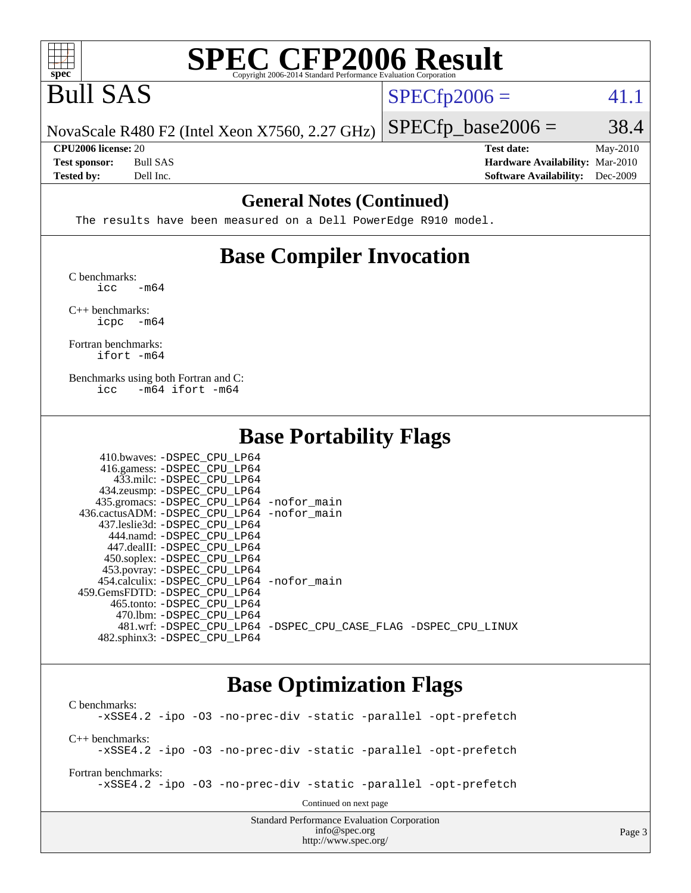# SPEC CFP2006 Result

Copyright 2006-2014 Standard Performance Evaluation Corporation

## Bull SAS

NovaScale R480 F2 (Intel Xeon X7560, 2.27 GHz)

SPECfp2006 = 41.1

SPECfp_base2006 = 38.4

**CPU2006 license:** 20
**Test sponsor:** Bull SAS
**Tested by:** Dell Inc.

**Test date:** May-2010
**Hardware Availability:** Mar-2010
**Software Availability:** Dec-2009

## General Notes (Continued)

```
The results have been measured on a Dell PowerEdge R910 model.
```

## Base Compiler Invocation

C benchmarks:
```
icc   -m64
```

C++ benchmarks:
```
icpc  -m64
```

Fortran benchmarks:
```
ifort -m64
```

Benchmarks using both Fortran and C:
```
icc   -m64 ifort -m64
```

## Base Portability Flags

```
     410.bwaves: -DSPEC_CPU_LP64
     416.gamess: -DSPEC_CPU_LP64
       433.milc: -DSPEC_CPU_LP64
    434.zeusmp: -DSPEC_CPU_LP64
   435.gromacs: -DSPEC_CPU_LP64 -nofor_main
  436.cactusADM: -DSPEC_CPU_LP64 -nofor_main
   437.leslie3d: -DSPEC_CPU_LP64
       444.namd: -DSPEC_CPU_LP64
     447.dealII: -DSPEC_CPU_LP64
     450.soplex: -DSPEC_CPU_LP64
     453.povray: -DSPEC_CPU_LP64
   454.calculix: -DSPEC_CPU_LP64 -nofor_main
  459.GemsFDTD: -DSPEC_CPU_LP64
      465.tonto: -DSPEC_CPU_LP64
        470.lbm: -DSPEC_CPU_LP64
        481.wrf: -DSPEC_CPU_LP64 -DSPEC_CPU_CASE_FLAG -DSPEC_CPU_LINUX
    482.sphinx3: -DSPEC_CPU_LP64
```

## Base Optimization Flags

C benchmarks:
```
-xSSE4.2 -ipo -O3 -no-prec-div -static -parallel -opt-prefetch
```

C++ benchmarks:
```
-xSSE4.2 -ipo -O3 -no-prec-div -static -parallel -opt-prefetch
```

Fortran benchmarks:
```
-xSSE4.2 -ipo -O3 -no-prec-div -static -parallel -opt-prefetch
```

Continued on next page

Standard Performance Evaluation Corporation
info@spec.org
http://www.spec.org/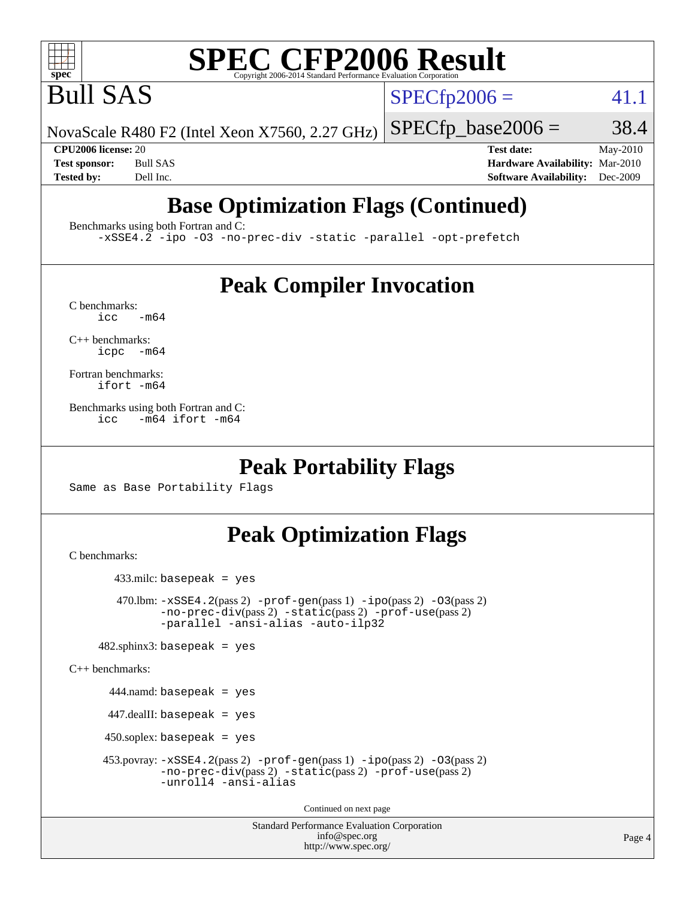# SPEC CFP2006 Result

Copyright 2006-2014 Standard Performance Evaluation Corporation

## Bull SAS

NovaScale R480 F2 (Intel Xeon X7560, 2.27 GHz)

SPECfp2006 = 41.1

SPECfp_base2006 = 38.4

**CPU2006 license:** 20
**Test sponsor:** Bull SAS
**Tested by:** Dell Inc.

**Test date:** May-2010
**Hardware Availability:** Mar-2010
**Software Availability:** Dec-2009

## Base Optimization Flags (Continued)

Benchmarks using both Fortran and C:

```
-xSSE4.2 -ipo -O3 -no-prec-div -static -parallel -opt-prefetch
```

## Peak Compiler Invocation

C benchmarks:

```
icc   -m64
```

C++ benchmarks:

```
icpc  -m64
```

Fortran benchmarks:

```
ifort -m64
```

Benchmarks using both Fortran and C:

```
icc   -m64 ifort -m64
```

## Peak Portability Flags

Same as Base Portability Flags

## Peak Optimization Flags

C benchmarks:

433.milc: `basepeak = yes`

470.lbm: `-xSSE4.2`(pass 2) `-prof-gen`(pass 1) `-ipo`(pass 2) `-O3`(pass 2) `-no-prec-div`(pass 2) `-static`(pass 2) `-prof-use`(pass 2) `-parallel -ansi-alias -auto-ilp32`

482.sphinx3: `basepeak = yes`

C++ benchmarks:

444.namd: `basepeak = yes`

447.dealII: `basepeak = yes`

450.soplex: `basepeak = yes`

453.povray: `-xSSE4.2`(pass 2) `-prof-gen`(pass 1) `-ipo`(pass 2) `-O3`(pass 2) `-no-prec-div`(pass 2) `-static`(pass 2) `-prof-use`(pass 2) `-unroll4 -ansi-alias`

Continued on next page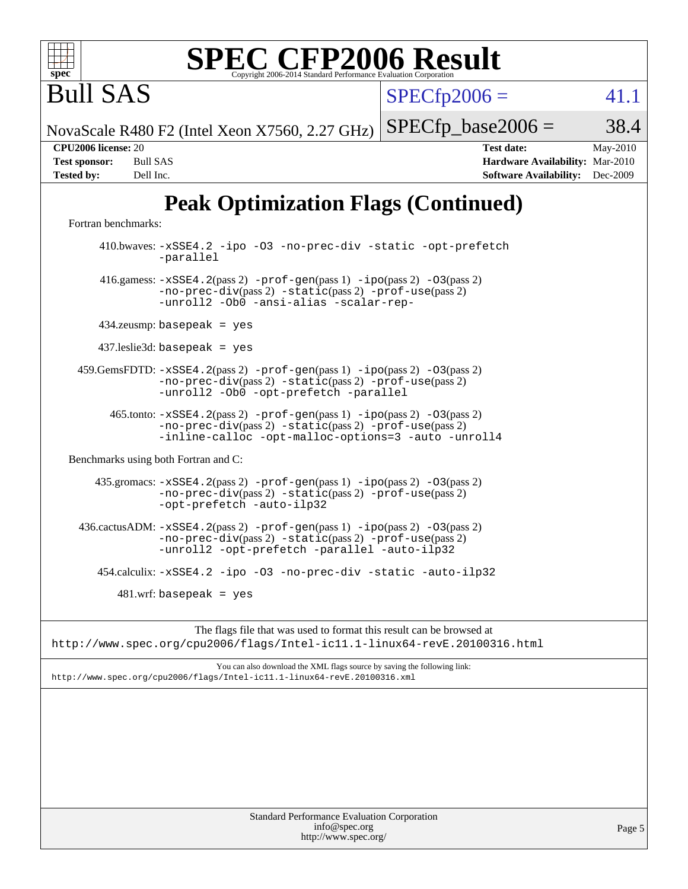# Peak Optimization Flags (Continued)

Fortran benchmarks:

410.bwaves: -xSSE4.2 -ipo -O3 -no-prec-div -static -opt-prefetch -parallel

416.gamess: -xSSE4.2(pass 2) -prof-gen(pass 1) -ipo(pass 2) -O3(pass 2) -no-prec-div(pass 2) -static(pass 2) -prof-use(pass 2) -unroll2 -Ob0 -ansi-alias -scalar-rep-

434.zeusmp: basepeak = yes

437.leslie3d: basepeak = yes

459.GemsFDTD: -xSSE4.2(pass 2) -prof-gen(pass 1) -ipo(pass 2) -O3(pass 2) -no-prec-div(pass 2) -static(pass 2) -prof-use(pass 2) -unroll2 -Ob0 -opt-prefetch -parallel

465.tonto: -xSSE4.2(pass 2) -prof-gen(pass 1) -ipo(pass 2) -O3(pass 2) -no-prec-div(pass 2) -static(pass 2) -prof-use(pass 2) -inline-calloc -opt-malloc-options=3 -auto -unroll4

Benchmarks using both Fortran and C:

435.gromacs: -xSSE4.2(pass 2) -prof-gen(pass 1) -ipo(pass 2) -O3(pass 2) -no-prec-div(pass 2) -static(pass 2) -prof-use(pass 2) -opt-prefetch -auto-ilp32

436.cactusADM: -xSSE4.2(pass 2) -prof-gen(pass 1) -ipo(pass 2) -O3(pass 2) -no-prec-div(pass 2) -static(pass 2) -prof-use(pass 2) -unroll2 -opt-prefetch -parallel -auto-ilp32

454.calculix: -xSSE4.2 -ipo -O3 -no-prec-div -static -auto-ilp32

481.wrf: basepeak = yes

The flags file that was used to format this result can be browsed at
http://www.spec.org/cpu2006/flags/Intel-ic11.1-linux64-revE.20100316.html

You can also download the XML flags source by saving the following link:
http://www.spec.org/cpu2006/flags/Intel-ic11.1-linux64-revE.20100316.xml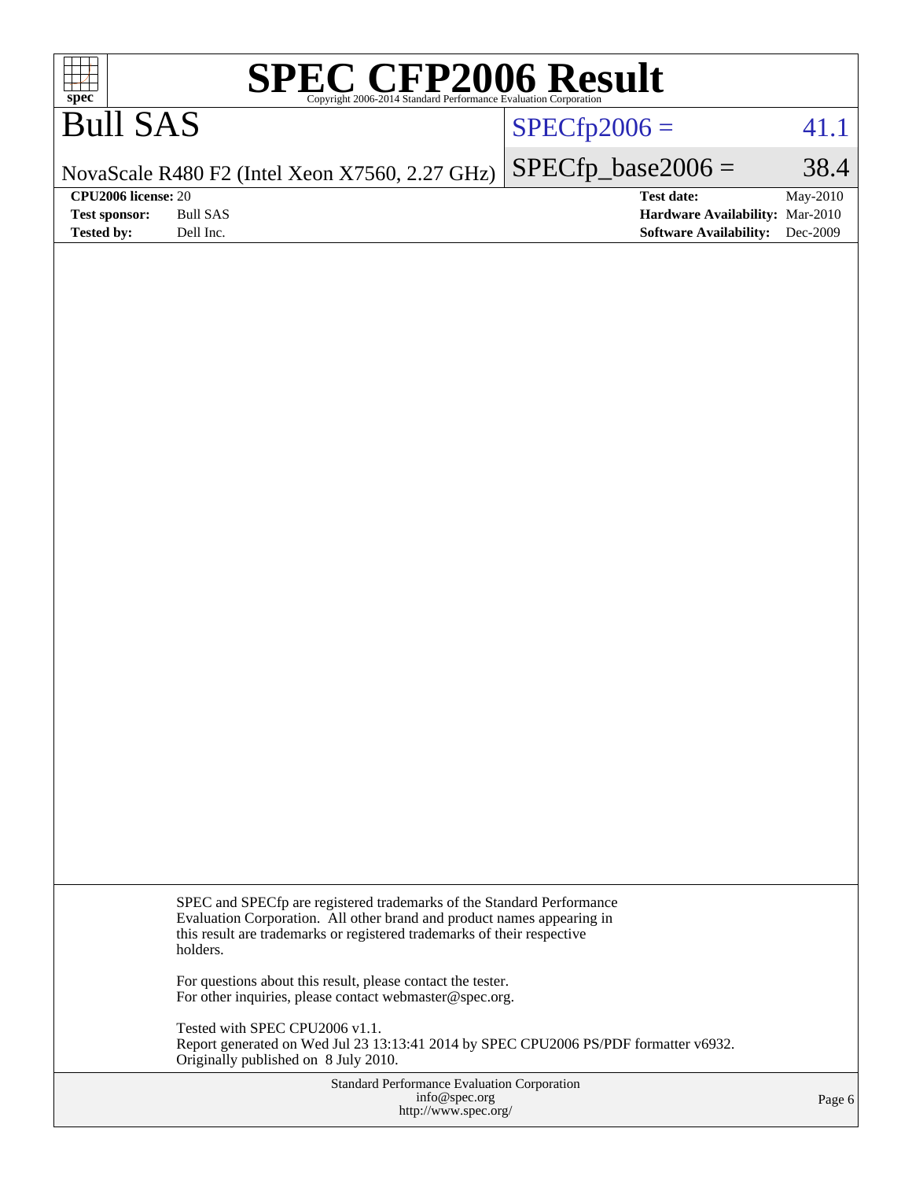SPEC and SPECfp are registered trademarks of the Standard Performance Evaluation Corporation. All other brand and product names appearing in this result are trademarks or registered trademarks of their respective holders.

For questions about this result, please contact the tester.
For other inquiries, please contact webmaster@spec.org.

Tested with SPEC CPU2006 v1.1.
Report generated on Wed Jul 23 13:13:41 2014 by SPEC CPU2006 PS/PDF formatter v6932.
Originally published on 8 July 2010.